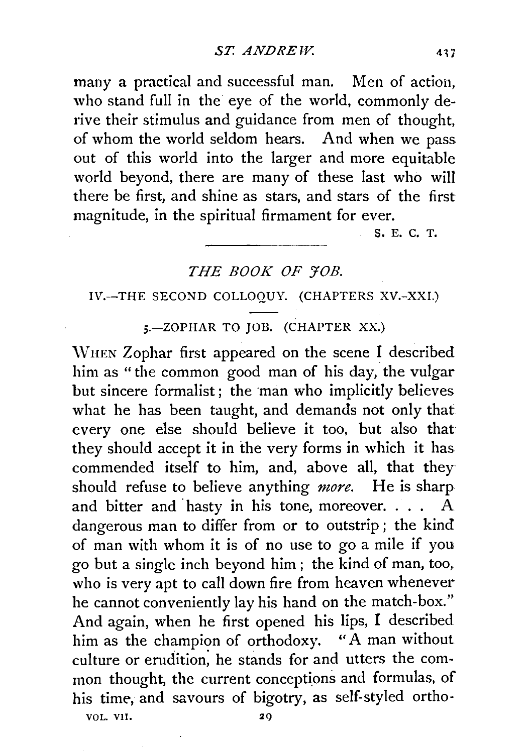many a practical and successful man. Men of action, who stand full in the eye of the world, commonly derive their stimulus and guidance from men of thought, of whom the world seldom hears. And when we pass out of this world into the larger and more equitable world beyond, there are many of these last who will there be first, and shine as stars, and stars of the first magnitude, in the spiritual firmament for ever.

S. E. C. T.

---

## *THE BOOK OF JOB.*

### IV.—THE SECOND COLLOQUY. (CHAPTERS XV.–XXI.)

#### 5.—ZOPHAR TO JOB. (CHAPTER XX.)

WHEN Zophar first appeared on the scene I described him as "the common good man of his day, the vulgar but sincere formalist; the man who implicitly believes what he has been taught, and demands not only that every one else should believe it too, but also that they should accept it in the very forms in which it has commended itself to him, and, above all, that they should refuse to believe anything *more.* He is sharp and bitter and hasty in his tone, moreover. . . . A dangerous man to differ from or to outstrip; the kind of man with whom it is of no use to go a mile if you go but a single inch beyond him; the kind of man, too, who is very apt to call down fire from heaven whenever he cannot conveniently lay his hand on the match-box." And again, when he first opened his lips, I described him as the champion of orthodoxy. "A man without culture or erudition, he stands for and utters the common thought, the current conceptions and formulas, of his time, and savours of bigotry, as self-styled ortho-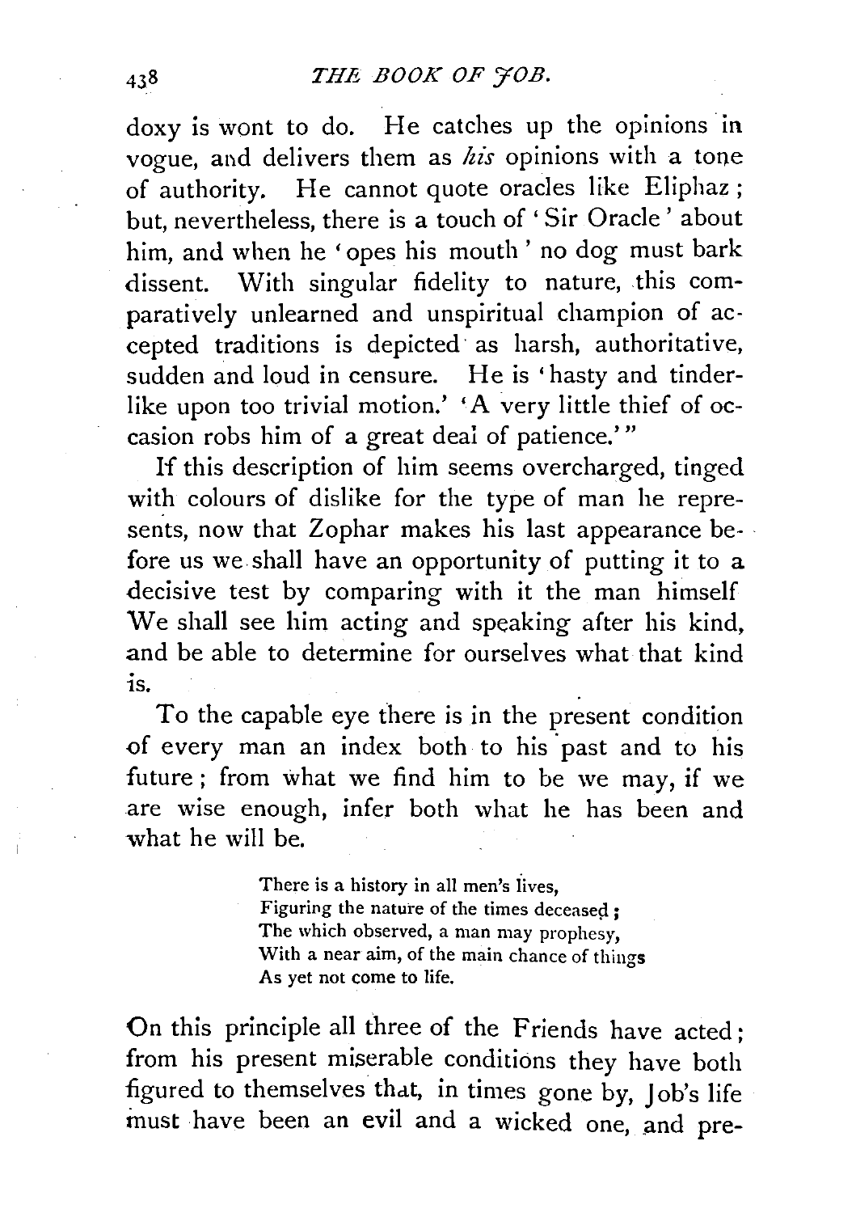doxy is wont to do. He catches up the opinions in vogue, and delivers them as *his* opinions with a tone of authority. He cannot quote oracles like Eliphaz; but, nevertheless, there is a touch of 'Sir Oracle' about him, and when he 'opes his mouth' no dog must bark dissent. With singular fidelity to nature, this comparatively unlearned and unspiritual champion of accepted traditions is depicted as harsh, authoritative, sudden and loud in censure. He is 'hasty and tinder-like upon too trivial motion.' 'A very little thief of occasion robs him of a great deal of patience.'"

If this description of him seems overcharged, tinged with colours of dislike for the type of man he represents, now that Zophar makes his last appearance before us we shall have an opportunity of putting it to a decisive test by comparing with it the man himself We shall see him acting and speaking after his kind, and be able to determine for ourselves what that kind is.

To the capable eye there is in the present condition of every man an index both to his past and to his future; from what we find him to be we may, if we are wise enough, infer both what he has been and what he will be.

> There is a history in all men's lives,
> Figuring the nature of the times deceased;
> The which observed, a man may prophesy,
> With a near aim, of the main chance of things
> As yet not come to life.

On this principle all three of the Friends have acted; from his present miserable conditions they have both figured to themselves that, in times gone by, Job's life must have been an evil and a wicked one, and pre-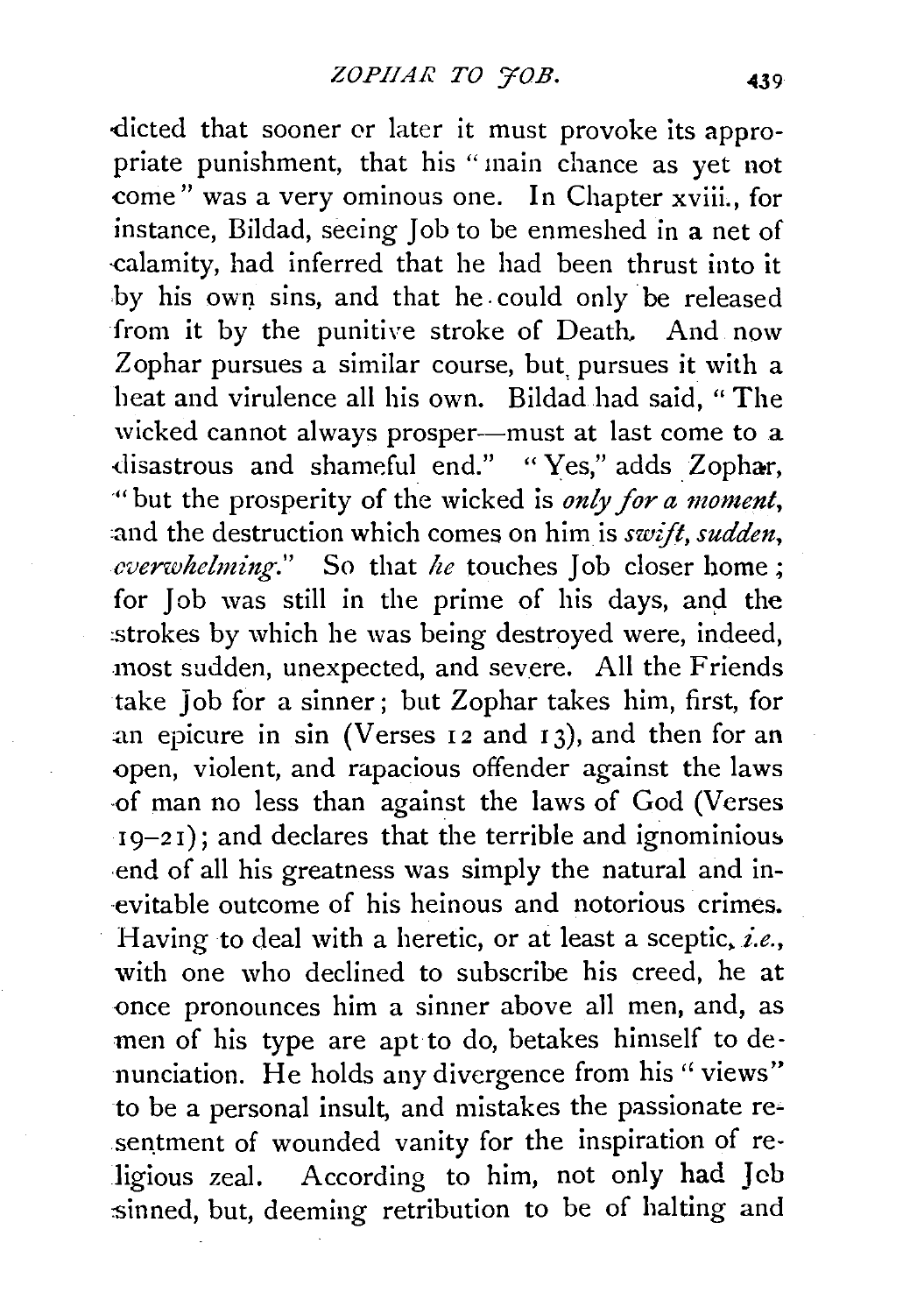dicted that sooner or later it must provoke its appropriate punishment, that his "main chance as yet not come" was a very ominous one. In Chapter xviii., for instance, Bildad, seeing Job to be enmeshed in a net of calamity, had inferred that he had been thrust into it by his own sins, and that he could only be released from it by the punitive stroke of Death. And now Zophar pursues a similar course, but pursues it with a heat and virulence all his own. Bildad had said, "The wicked cannot always prosper—must at last come to a disastrous and shameful end." "Yes," adds Zophar, "but the prosperity of the wicked is *only for a moment*, and the destruction which comes on him is *swift, sudden, overwhelming*." So that *he* touches Job closer home; for Job was still in the prime of his days, and the strokes by which he was being destroyed were, indeed, most sudden, unexpected, and severe. All the Friends take Job for a sinner; but Zophar takes him, first, for an epicure in sin (Verses 12 and 13), and then for an open, violent, and rapacious offender against the laws of man no less than against the laws of God (Verses 19–21); and declares that the terrible and ignominious end of all his greatness was simply the natural and inevitable outcome of his heinous and notorious crimes. Having to deal with a heretic, or at least a sceptic, *i.e.*, with one who declined to subscribe his creed, he at once pronounces him a sinner above all men, and, as men of his type are apt to do, betakes himself to denunciation. He holds any divergence from his "views" to be a personal insult, and mistakes the passionate resentment of wounded vanity for the inspiration of religious zeal. According to him, not only had Job sinned, but, deeming retribution to be of halting and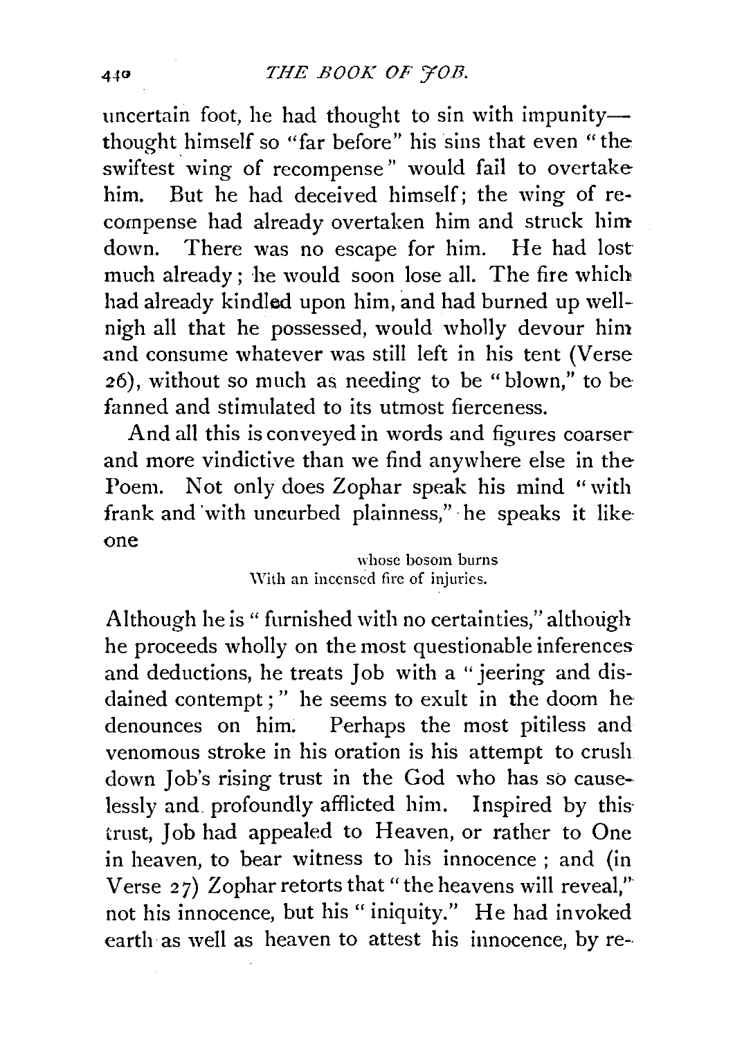uncertain foot, he had thought to sin with impunity—thought himself so "far before" his sins that even "the swiftest wing of recompense" would fail to overtake him. But he had deceived himself; the wing of recompense had already overtaken him and struck him down. There was no escape for him. He had lost much already; he would soon lose all. The fire which had already kindled upon him, and had burned up well-nigh all that he possessed, would wholly devour him and consume whatever was still left in his tent (Verse 26), without so much as needing to be "blown," to be fanned and stimulated to its utmost fierceness.

And all this is conveyed in words and figures coarser and more vindictive than we find anywhere else in the Poem. Not only does Zophar speak his mind "with frank and with uncurbed plainness," he speaks it like one

> whose bosom burns
> With an incensed fire of injuries.

Although he is "furnished with no certainties," although he proceeds wholly on the most questionable inferences and deductions, he treats Job with a "jeering and disdained contempt;" he seems to exult in the doom he denounces on him. Perhaps the most pitiless and venomous stroke in his oration is his attempt to crush down Job's rising trust in the God who has so causelessly and profoundly afflicted him. Inspired by this trust, Job had appealed to Heaven, or rather to One in heaven, to bear witness to his innocence; and (in Verse 27) Zophar retorts that "the heavens will reveal," not his innocence, but his "iniquity." He had invoked earth as well as heaven to attest his innocence, by re-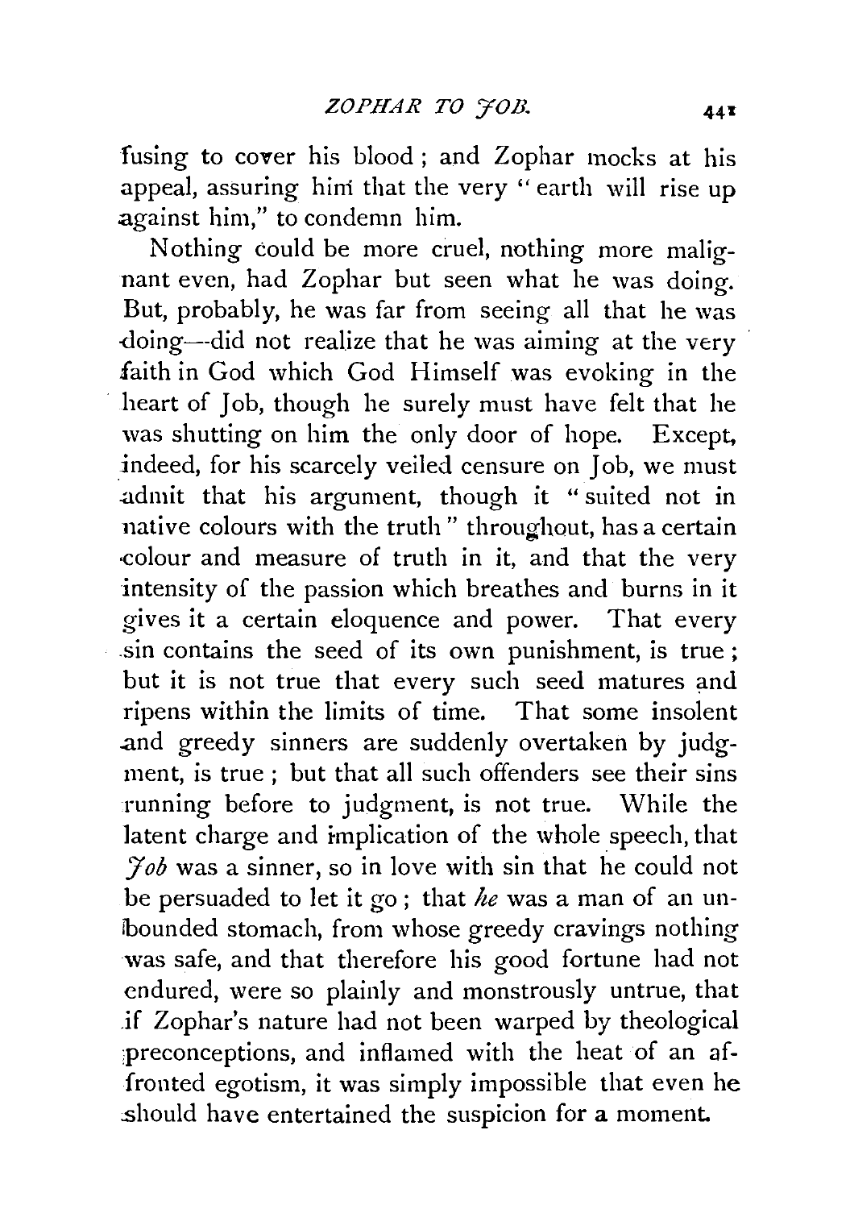fusing to cover his blood; and Zophar mocks at his appeal, assuring him that the very "earth will rise up against him," to condemn him.

Nothing could be more cruel, nothing more malignant even, had Zophar but seen what he was doing. But, probably, he was far from seeing all that he was doing—did not realize that he was aiming at the very faith in God which God Himself was evoking in the heart of Job, though he surely must have felt that he was shutting on him the only door of hope. Except, indeed, for his scarcely veiled censure on Job, we must admit that his argument, though it "suited not in native colours with the truth" throughout, has a certain colour and measure of truth in it, and that the very intensity of the passion which breathes and burns in it gives it a certain eloquence and power. That every sin contains the seed of its own punishment, is true; but it is not true that every such seed matures and ripens within the limits of time. That some insolent and greedy sinners are suddenly overtaken by judgment, is true; but that all such offenders see their sins running before to judgment, is not true. While the latent charge and implication of the whole speech, that *Job* was a sinner, so in love with sin that he could not be persuaded to let it go; that *he* was a man of an unbounded stomach, from whose greedy cravings nothing was safe, and that therefore his good fortune had not endured, were so plainly and monstrously untrue, that if Zophar's nature had not been warped by theological preconceptions, and inflamed with the heat of an affronted egotism, it was simply impossible that even he should have entertained the suspicion for a moment.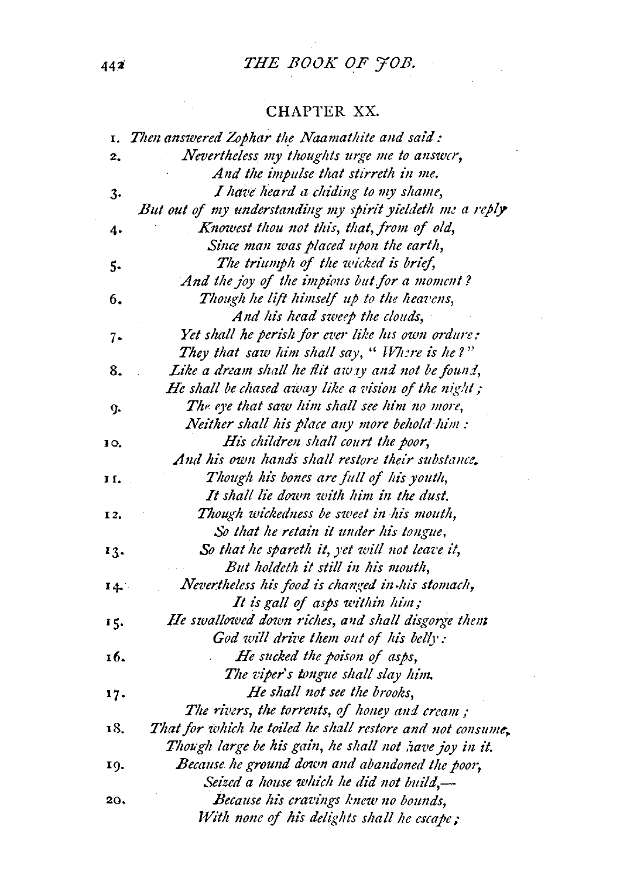## CHAPTER XX.

1. *Then answered Zophar the Naamathite and said:*

2. *Nevertheless my thoughts urge me to answer,*
   *And the impulse that stirreth in me.*

3. *I have heard a chiding to my shame,*
   *But out of my understanding my spirit yieldeth me a reply*

4. *Knowest thou not this, that, from of old,*
   *Since man was placed upon the earth,*

5. *The triumph of the wicked is brief,*
   *And the joy of the impious but for a moment?*

6. *Though he lift himself up to the heavens,*
   *And his head sweep the clouds,*

7. *Yet shall he perish for ever like his own ordure:*
   *They that saw him shall say, "Where is he?"*

8. *Like a dream shall he flit away and not be found,*
   *He shall be chased away like a vision of the night;*

9. *The eye that saw him shall see him no more,*
   *Neither shall his place any more behold him:*

10. *His children shall court the poor,*
    *And his own hands shall restore their substance.*

11. *Though his bones are full of his youth,*
    *It shall lie down with him in the dust.*

12. *Though wickedness be sweet in his mouth,*
    *So that he retain it under his tongue,*

13. *So that he spareth it, yet will not leave it,*
    *But holdeth it still in his mouth,*

14. *Nevertheless his food is changed in his stomach,*
    *It is gall of asps within him;*

15. *He swallowed down riches, and shall disgorge them*
    *God will drive them out of his belly:*

16. *He sucked the poison of asps,*
    *The viper's tongue shall slay him.*

17. *He shall not see the brooks,*
    *The rivers, the torrents, of honey and cream;*

18. *That for which he toiled he shall restore and not consume,*
    *Though large be his gain, he shall not have joy in it.*

19. *Because he ground down and abandoned the poor,*
    *Seized a house which he did not build,—*

20. *Because his cravings knew no bounds,*
    *With none of his delights shall he escape;*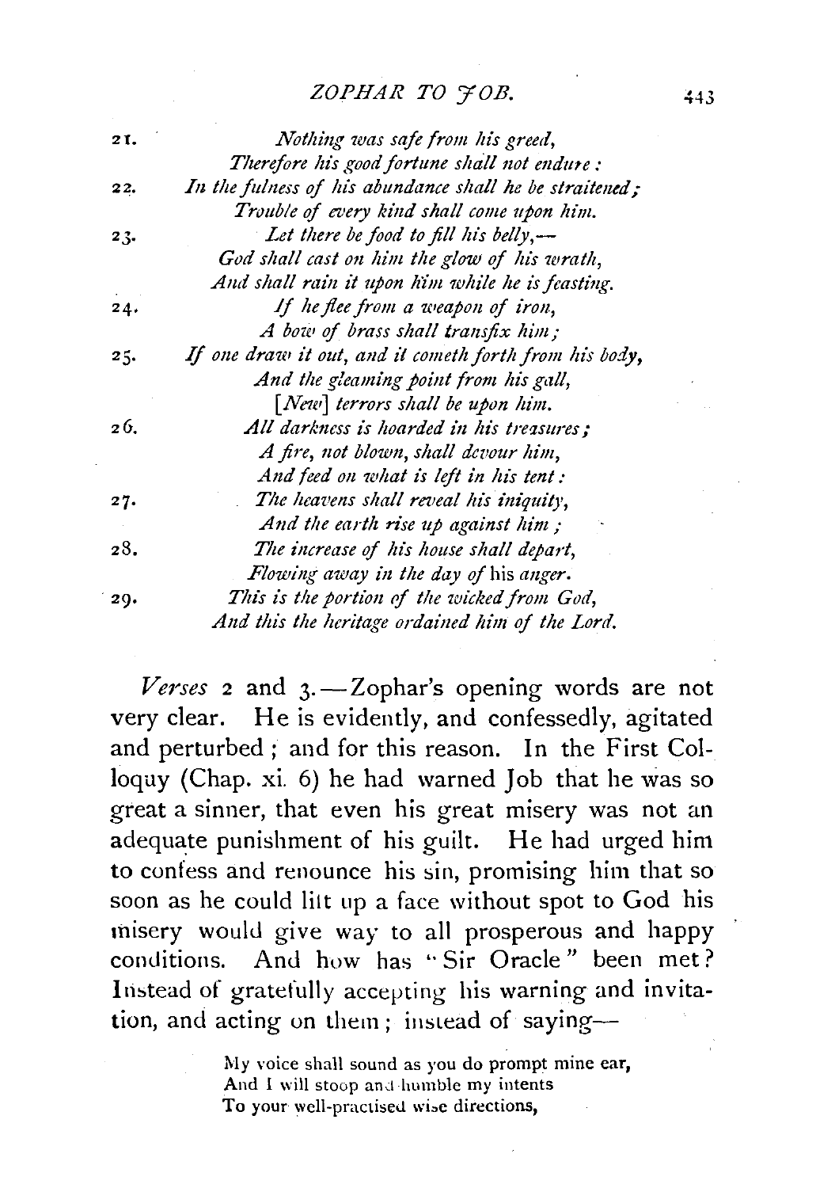21. *Nothing was safe from his greed,*
*Therefore his good fortune shall not endure:*
22. *In the fulness of his abundance shall he be straitened;*
*Trouble of every kind shall come upon him.*
23. *Let there be food to fill his belly,—*
*God shall cast on him the glow of his wrath,*
*And shall rain it upon him while he is feasting.*
24. *If he flee from a weapon of iron,*
*A bow of brass shall transfix him;*
25. *If one draw it out, and it cometh forth from his body,*
*And the gleaming point from his gall,*
*[New] terrors shall be upon him.*
26. *All darkness is hoarded in his treasures;*
*A fire, not blown, shall devour him,*
*And feed on what is left in his tent:*
27. *The heavens shall reveal his iniquity,*
*And the earth rise up against him;*
28. *The increase of his house shall depart,*
*Flowing away in the day of* his *anger.*
29. *This is the portion of the wicked from God,*
*And this the heritage ordained him of the Lord.*

*Verses* 2 and 3.—Zophar's opening words are not very clear. He is evidently, and confessedly, agitated and perturbed; and for this reason. In the First Colloquy (Chap. xi. 6) he had warned Job that he was so great a sinner, that even his great misery was not an adequate punishment of his guilt. He had urged him to confess and renounce his sin, promising him that so soon as he could lift up a face without spot to God his misery would give way to all prosperous and happy conditions. And how has "Sir Oracle" been met? Instead of gratefully accepting his warning and invitation, and acting on them; instead of saying—

> My voice shall sound as you do prompt mine ear,
> And I will stoop and humble my intents
> To your well-practised wise directions,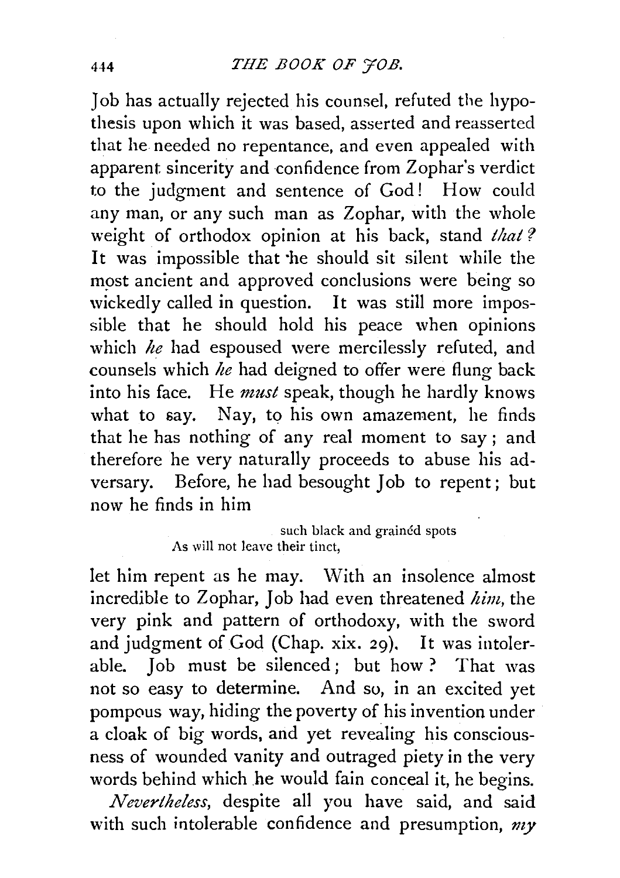Job has actually rejected his counsel, refuted the hypothesis upon which it was based, asserted and reasserted that he needed no repentance, and even appealed with apparent sincerity and confidence from Zophar's verdict to the judgment and sentence of God! How could any man, or any such man as Zophar, with the whole weight of orthodox opinion at his back, stand *that?* It was impossible that he should sit silent while the most ancient and approved conclusions were being so wickedly called in question. It was still more impossible that he should hold his peace when opinions which *he* had espoused were mercilessly refuted, and counsels which *he* had deigned to offer were flung back into his face. He *must* speak, though he hardly knows what to say. Nay, to his own amazement, he finds that he has nothing of any real moment to say; and therefore he very naturally proceeds to abuse his adversary. Before, he had besought Job to repent; but now he finds in him

> such black and grainèd spots
> As will not leave their tinct,

let him repent as he may. With an insolence almost incredible to Zophar, Job had even threatened *him*, the very pink and pattern of orthodoxy, with the sword and judgment of God (Chap. xix. 29). It was intolerable. Job must be silenced; but how? That was not so easy to determine. And so, in an excited yet pompous way, hiding the poverty of his invention under a cloak of big words, and yet revealing his consciousness of wounded vanity and outraged piety in the very words behind which he would fain conceal it, he begins.

*Nevertheless,* despite all you have said, and said with such intolerable confidence and presumption, *my*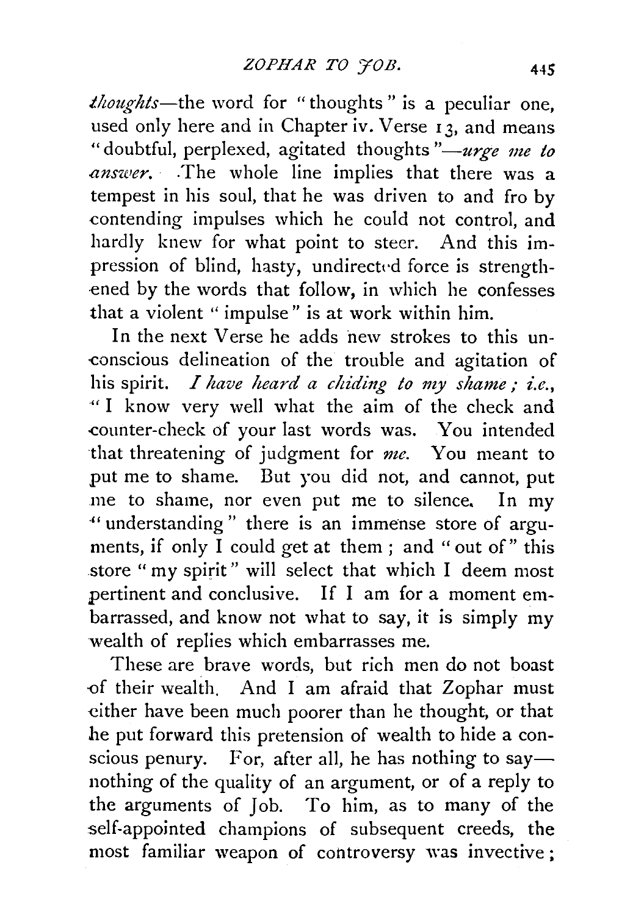*thoughts*—the word for "thoughts" is a peculiar one, used only here and in Chapter iv. Verse 13, and means "doubtful, perplexed, agitated thoughts"—*urge me to answer*. The whole line implies that there was a tempest in his soul, that he was driven to and fro by contending impulses which he could not control, and hardly knew for what point to steer. And this impression of blind, hasty, undirected force is strengthened by the words that follow, in which he confesses that a violent "impulse" is at work within him.

In the next Verse he adds new strokes to this unconscious delineation of the trouble and agitation of his spirit. *I have heard a chiding to my shame; i.e.*, "I know very well what the aim of the check and counter-check of your last words was. You intended that threatening of judgment for *me*. You meant to put me to shame. But you did not, and cannot, put me to shame, nor even put me to silence. In my "understanding" there is an immense store of arguments, if only I could get at them; and "out of" this store "my spirit" will select that which I deem most pertinent and conclusive. If I am for a moment embarrassed, and know not what to say, it is simply my wealth of replies which embarrasses me.

These are brave words, but rich men do not boast of their wealth. And I am afraid that Zophar must either have been much poorer than he thought, or that he put forward this pretension of wealth to hide a conscious penury. For, after all, he has nothing to say—nothing of the quality of an argument, or of a reply to the arguments of Job. To him, as to many of the self-appointed champions of subsequent creeds, the most familiar weapon of controversy was invective;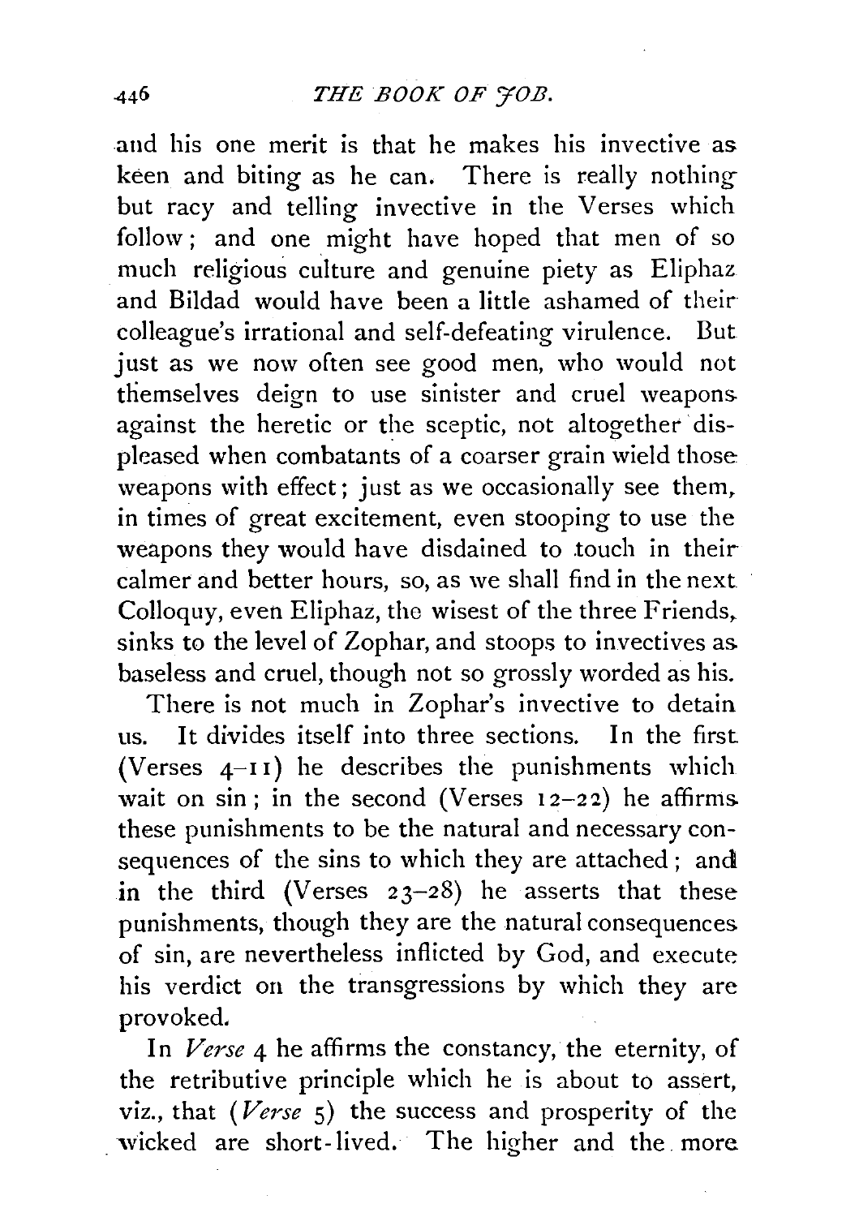and his one merit is that he makes his invective as keen and biting as he can. There is really nothing but racy and telling invective in the Verses which follow; and one might have hoped that men of so much religious culture and genuine piety as Eliphaz and Bildad would have been a little ashamed of their colleague's irrational and self-defeating virulence. But just as we now often see good men, who would not themselves deign to use sinister and cruel weapons against the heretic or the sceptic, not altogether displeased when combatants of a coarser grain wield those weapons with effect; just as we occasionally see them, in times of great excitement, even stooping to use the weapons they would have disdained to touch in their calmer and better hours, so, as we shall find in the next Colloquy, even Eliphaz, the wisest of the three Friends, sinks to the level of Zophar, and stoops to invectives as baseless and cruel, though not so grossly worded as his.

There is not much in Zophar's invective to detain us. It divides itself into three sections. In the first (Verses 4–11) he describes the punishments which wait on sin; in the second (Verses 12–22) he affirms these punishments to be the natural and necessary consequences of the sins to which they are attached; and in the third (Verses 23–28) he asserts that these punishments, though they are the natural consequences of sin, are nevertheless inflicted by God, and execute his verdict on the transgressions by which they are provoked.

In *Verse* 4 he affirms the constancy, the eternity, of the retributive principle which he is about to assert, viz., that (*Verse* 5) the success and prosperity of the wicked are short-lived. The higher and the more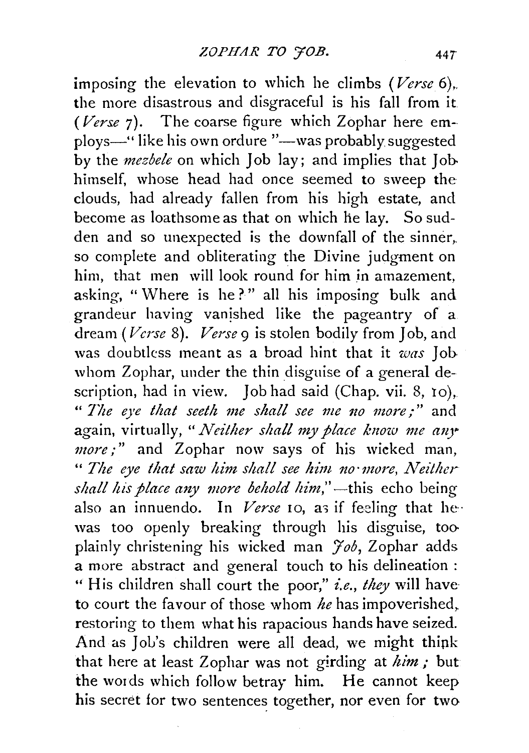imposing the elevation to which he climbs (*Verse* 6), the more disastrous and disgraceful is his fall from it (*Verse* 7). The coarse figure which Zophar here employs—" like his own ordure "—was probably suggested by the *mezbele* on which Job lay; and implies that Job himself, whose head had once seemed to sweep the clouds, had already fallen from his high estate, and become as loathsome as that on which he lay. So sudden and so unexpected is the downfall of the sinner, so complete and obliterating the Divine judgment on him, that men will look round for him in amazement, asking, " Where is he ?" all his imposing bulk and grandeur having vanished like the pageantry of a dream (*Verse* 8). *Verse* 9 is stolen bodily from Job, and was doubtless meant as a broad hint that it *was* Job whom Zophar, under the thin disguise of a general description, had in view. Job had said (Chap. vii. 8, 10), " *The eye that seeth me shall see me no more;*" and again, virtually, " *Neither shall my place know me any more;*" and Zophar now says of his wicked man, " *The eye that saw him shall see him no more, Neither shall his place any more behold him,*"—this echo being also an innuendo. In *Verse* 10, as if feeling that he was too openly breaking through his disguise, too plainly christening his wicked man *Job*, Zophar adds a more abstract and general touch to his delineation : " His children shall court the poor," *i.e., they* will have to court the favour of those whom *he* has impoverished, restoring to them what his rapacious hands have seized. And as Job's children were all dead, we might think that here at least Zophar was not girding at *him ;* but the words which follow betray him. He cannot keep his secret for two sentences together, nor even for two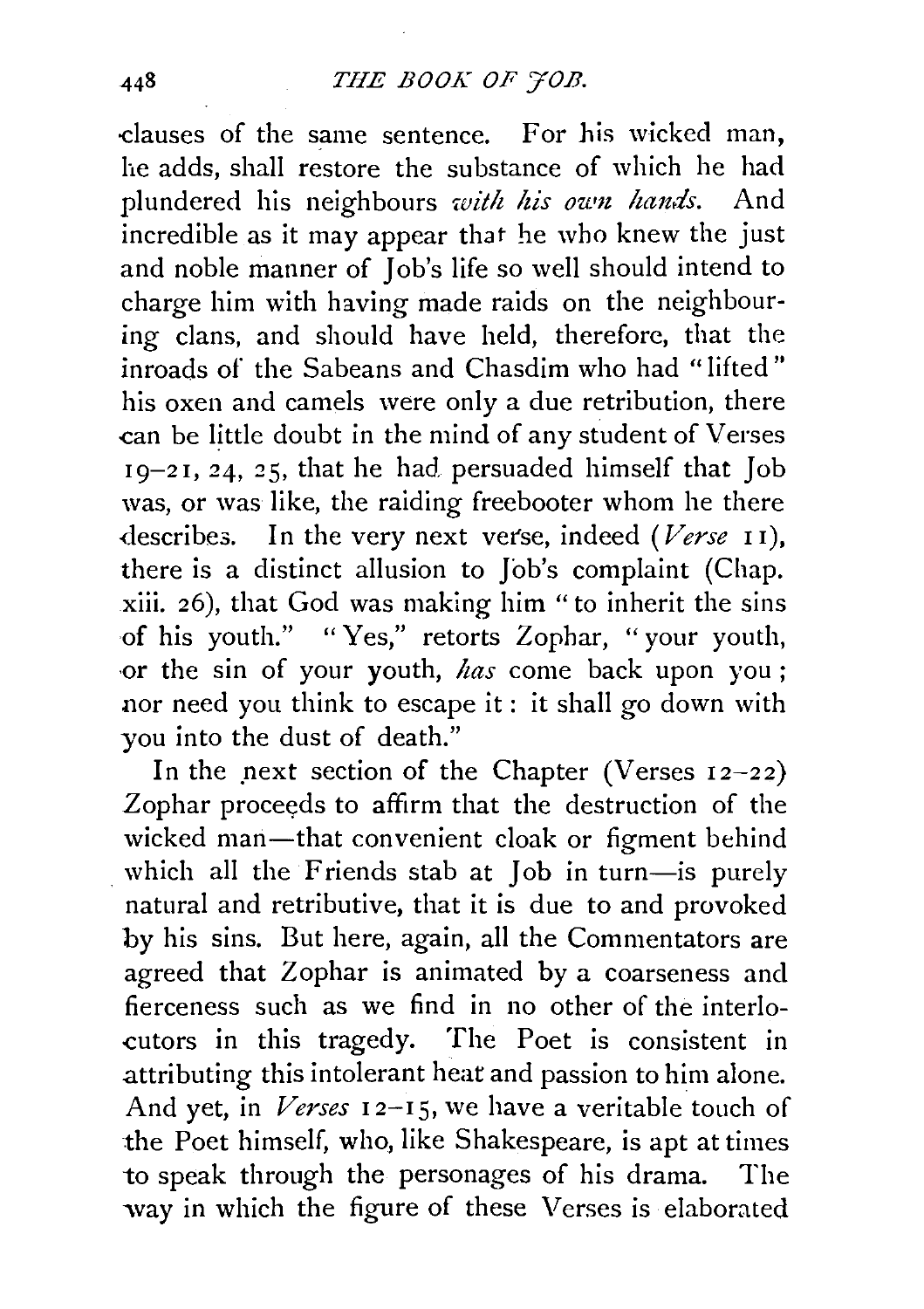clauses of the same sentence. For his wicked man, he adds, shall restore the substance of which he had plundered his neighbours *with his own hands*. And incredible as it may appear that he who knew the just and noble manner of Job's life so well should intend to charge him with having made raids on the neighbouring clans, and should have held, therefore, that the inroads of the Sabeans and Chasdim who had "lifted" his oxen and camels were only a due retribution, there can be little doubt in the mind of any student of Verses 19–21, 24, 25, that he had persuaded himself that Job was, or was like, the raiding freebooter whom he there describes. In the very next verse, indeed (*Verse* 11), there is a distinct allusion to Job's complaint (Chap. xiii. 26), that God was making him "to inherit the sins of his youth." "Yes," retorts Zophar, "your youth, or the sin of your youth, *has* come back upon you; nor need you think to escape it: it shall go down with you into the dust of death."

In the next section of the Chapter (Verses 12–22) Zophar proceeds to affirm that the destruction of the wicked man—that convenient cloak or figment behind which all the Friends stab at Job in turn—is purely natural and retributive, that it is due to and provoked by his sins. But here, again, all the Commentators are agreed that Zophar is animated by a coarseness and fierceness such as we find in no other of the interlocutors in this tragedy. The Poet is consistent in attributing this intolerant heat and passion to him alone. And yet, in *Verses* 12–15, we have a veritable touch of the Poet himself, who, like Shakespeare, is apt at times to speak through the personages of his drama. The way in which the figure of these Verses is elaborated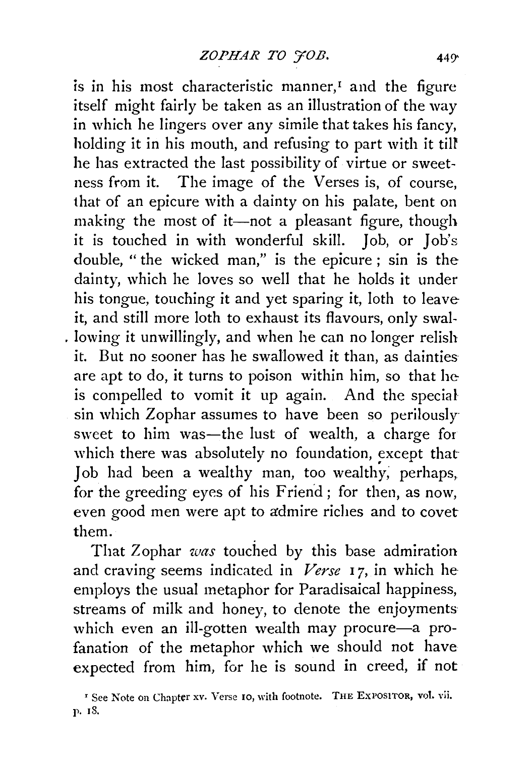is in his most characteristic manner,[1] and the figure itself might fairly be taken as an illustration of the way in which he lingers over any simile that takes his fancy, holding it in his mouth, and refusing to part with it till he has extracted the last possibility of virtue or sweetness from it. The image of the Verses is, of course, that of an epicure with a dainty on his palate, bent on making the most of it—not a pleasant figure, though it is touched in with wonderful skill. Job, or Job's double, "the wicked man," is the epicure; sin is the dainty, which he loves so well that he holds it under his tongue, touching it and yet sparing it, loth to leave it, and still more loth to exhaust its flavours, only swallowing it unwillingly, and when he can no longer relish it. But no sooner has he swallowed it than, as dainties are apt to do, it turns to poison within him, so that he is compelled to vomit it up again. And the special sin which Zophar assumes to have been so perilously sweet to him was—the lust of wealth, a charge for which there was absolutely no foundation, except that Job had been a wealthy man, too wealthy, perhaps, for the greeding eyes of his Friend; for then, as now, even good men were apt to admire riches and to covet them.

That Zophar *was* touched by this base admiration and craving seems indicated in *Verse* 17, in which he employs the usual metaphor for Paradisaical happiness, streams of milk and honey, to denote the enjoyments which even an ill-gotten wealth may procure—a profanation of the metaphor which we should not have expected from him, for he is sound in creed, if not

[1] See Note on Chapter xv. Verse 10, with footnote. THE EXPOSITOR, vol. vii. p. 18.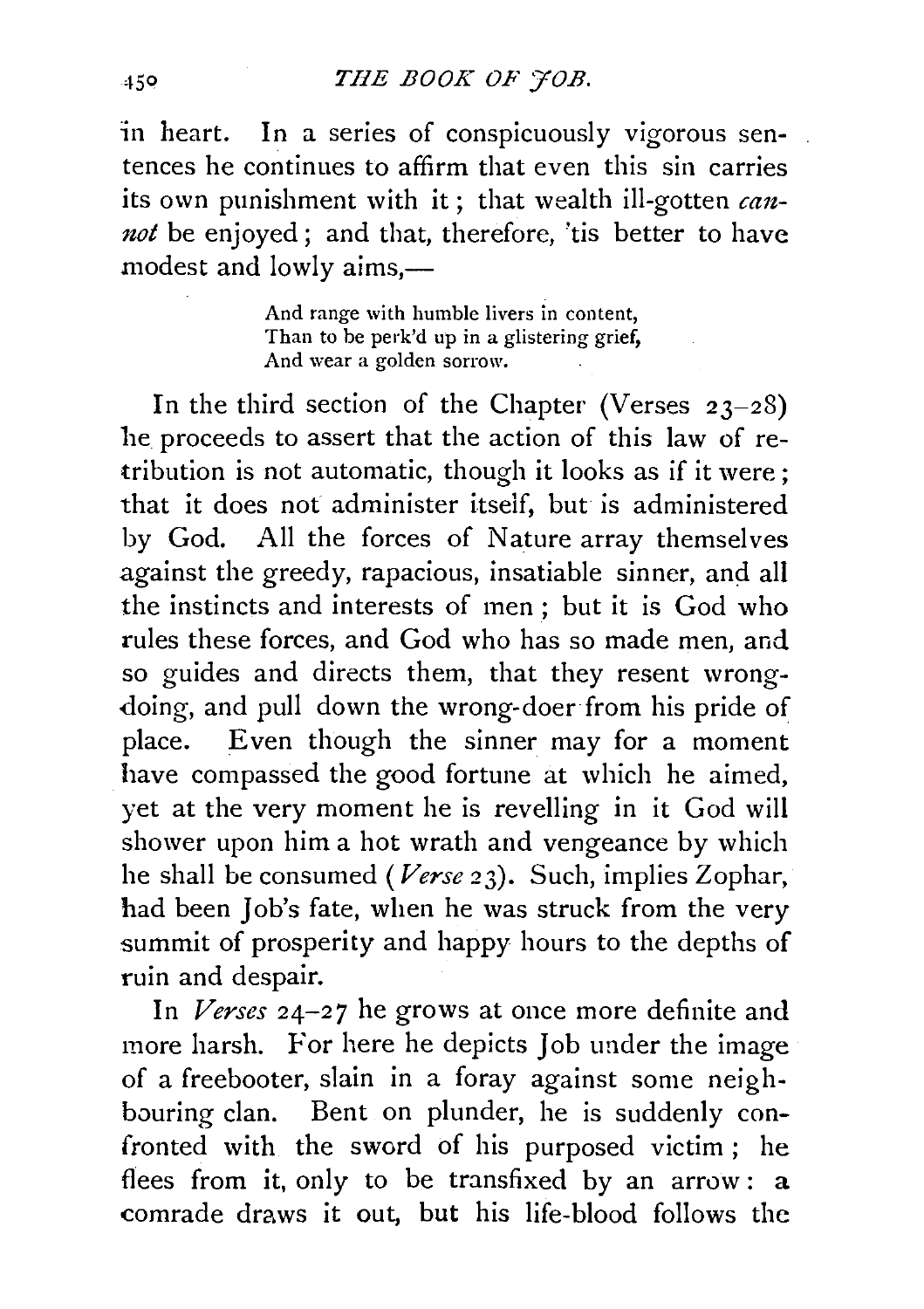in heart. In a series of conspicuously vigorous sentences he continues to affirm that even this sin carries its own punishment with it; that wealth ill-gotten *cannot* be enjoyed; and that, therefore, 'tis better to have modest and lowly aims,—

> And range with humble livers in content,
> Than to be perk'd up in a glistering grief,
> And wear a golden sorrow.

In the third section of the Chapter (Verses 23–28) he proceeds to assert that the action of this law of retribution is not automatic, though it looks as if it were; that it does not administer itself, but is administered by God. All the forces of Nature array themselves against the greedy, rapacious, insatiable sinner, and all the instincts and interests of men; but it is God who rules these forces, and God who has so made men, and so guides and directs them, that they resent wrong-doing, and pull down the wrong-doer from his pride of place. Even though the sinner may for a moment have compassed the good fortune at which he aimed, yet at the very moment he is revelling in it God will shower upon him a hot wrath and vengeance by which he shall be consumed (*Verse* 23). Such, implies Zophar, had been Job's fate, when he was struck from the very summit of prosperity and happy hours to the depths of ruin and despair.

In *Verses* 24–27 he grows at once more definite and more harsh. For here he depicts Job under the image of a freebooter, slain in a foray against some neighbouring clan. Bent on plunder, he is suddenly confronted with the sword of his purposed victim; he flees from it, only to be transfixed by an arrow: a comrade draws it out, but his life-blood follows the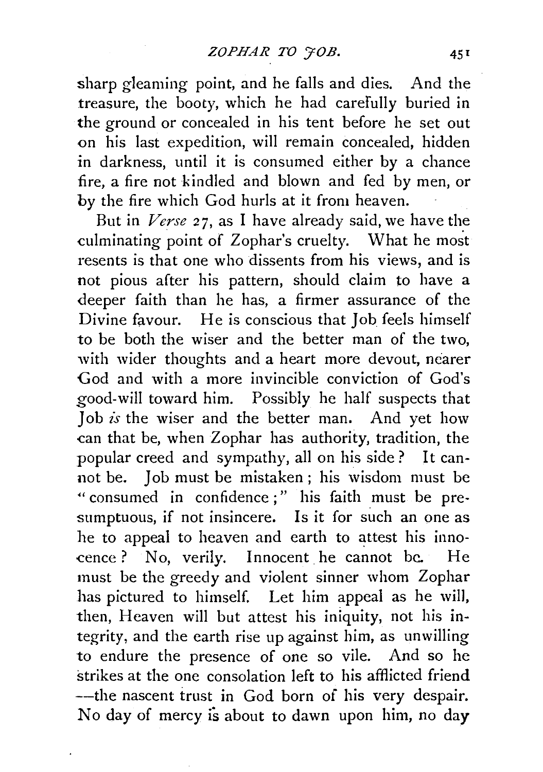sharp gleaming point, and he falls and dies. And the treasure, the booty, which he had carefully buried in the ground or concealed in his tent before he set out on his last expedition, will remain concealed, hidden in darkness, until it is consumed either by a chance fire, a fire not kindled and blown and fed by men, or by the fire which God hurls at it from heaven.

But in *Verse* 27, as I have already said, we have the culminating point of Zophar's cruelty. What he most resents is that one who dissents from his views, and is not pious after his pattern, should claim to have a deeper faith than he has, a firmer assurance of the Divine favour. He is conscious that Job feels himself to be both the wiser and the better man of the two, with wider thoughts and a heart more devout, nearer God and with a more invincible conviction of God's good-will toward him. Possibly he half suspects that Job *is* the wiser and the better man. And yet how can that be, when Zophar has authority, tradition, the popular creed and sympathy, all on his side? It cannot be. Job must be mistaken; his wisdom must be "consumed in confidence;" his faith must be presumptuous, if not insincere. Is it for such an one as he to appeal to heaven and earth to attest his innocence? No, verily. Innocent he cannot be. He must be the greedy and violent sinner whom Zophar has pictured to himself. Let him appeal as he will, then, Heaven will but attest his iniquity, not his integrity, and the earth rise up against him, as unwilling to endure the presence of one so vile. And so he strikes at the one consolation left to his afflicted friend —the nascent trust in God born of his very despair. No day of mercy is about to dawn upon him, no day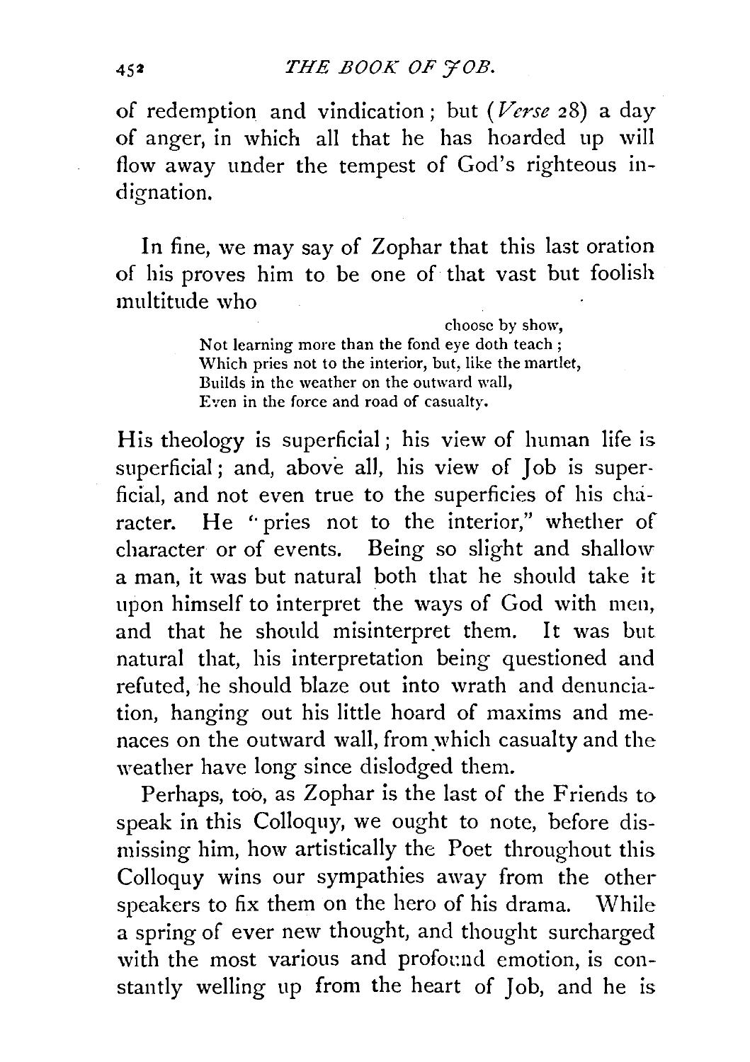of redemption and vindication; but (*Verse* 28) a day of anger, in which all that he has hoarded up will flow away under the tempest of God's righteous indignation.

In fine, we may say of Zophar that this last oration of his proves him to be one of that vast but foolish multitude who

> choose by show,
> Not learning more than the fond eye doth teach;
> Which pries not to the interior, but, like the martlet,
> Builds in the weather on the outward wall,
> Even in the force and road of casualty.

His theology is superficial; his view of human life is superficial; and, above all, his view of Job is superficial, and not even true to the superficies of his character. He "pries not to the interior," whether of character or of events. Being so slight and shallow a man, it was but natural both that he should take it upon himself to interpret the ways of God with men, and that he should misinterpret them. It was but natural that, his interpretation being questioned and refuted, he should blaze out into wrath and denunciation, hanging out his little hoard of maxims and menaces on the outward wall, from which casualty and the weather have long since dislodged them.

Perhaps, too, as Zophar is the last of the Friends to speak in this Colloquy, we ought to note, before dismissing him, how artistically the Poet throughout this Colloquy wins our sympathies away from the other speakers to fix them on the hero of his drama. While a spring of ever new thought, and thought surcharged with the most various and profound emotion, is constantly welling up from the heart of Job, and he is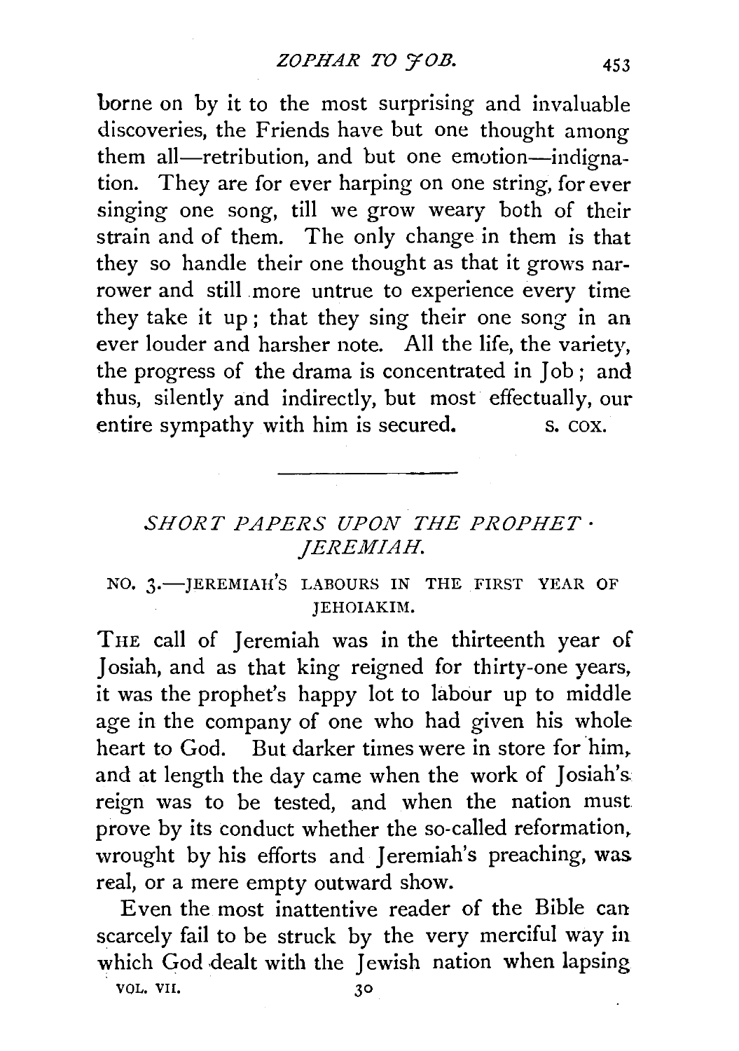borne on by it to the most surprising and invaluable discoveries, the Friends have but one thought among them all—retribution, and but one emotion—indignation. They are for ever harping on one string, for ever singing one song, till we grow weary both of their strain and of them. The only change in them is that they so handle their one thought as that it grows narrower and still more untrue to experience every time they take it up; that they sing their one song in an ever louder and harsher note. All the life, the variety, the progress of the drama is concentrated in Job; and thus, silently and indirectly, but most effectually, our entire sympathy with him is secured.

S. COX.

---

## *SHORT PAPERS UPON THE PROPHET JEREMIAH.*

### NO. 3.—JEREMIAH'S LABOURS IN THE FIRST YEAR OF JEHOIAKIM.

THE call of Jeremiah was in the thirteenth year of Josiah, and as that king reigned for thirty-one years, it was the prophet's happy lot to labour up to middle age in the company of one who had given his whole heart to God. But darker times were in store for him, and at length the day came when the work of Josiah's reign was to be tested, and when the nation must prove by its conduct whether the so-called reformation, wrought by his efforts and Jeremiah's preaching, was real, or a mere empty outward show.

Even the most inattentive reader of the Bible can scarcely fail to be struck by the very merciful way in which God dealt with the Jewish nation when lapsing